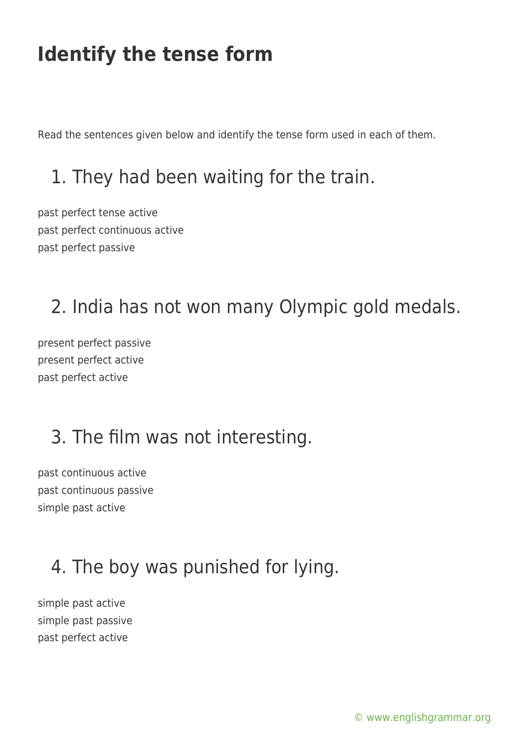# Identify the tense form

Read the sentences given below and identify the tense form used in each of them.

## 1. They had been waiting for the train.

past perfect tense active
past perfect continuous active
past perfect passive

## 2. India has not won many Olympic gold medals.

present perfect passive
present perfect active
past perfect active

## 3. The film was not interesting.

past continuous active
past continuous passive
simple past active

## 4. The boy was punished for lying.

simple past active
simple past passive
past perfect active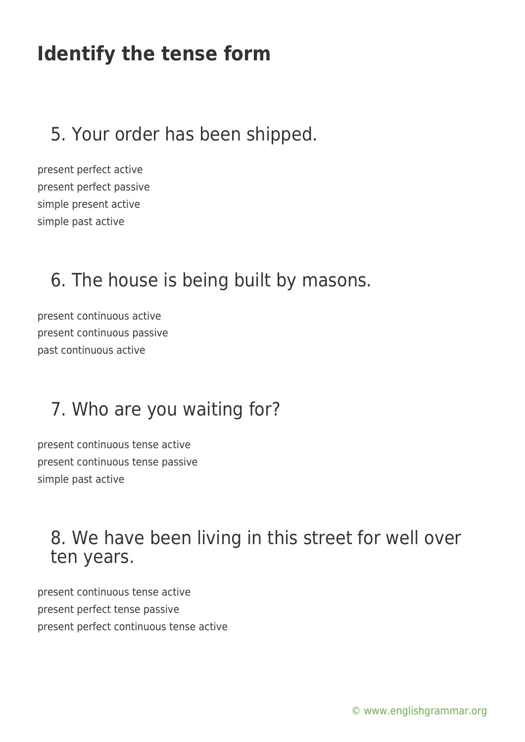# Identify the tense form

## 5. Your order has been shipped.

present perfect active
present perfect passive
simple present active
simple past active

## 6. The house is being built by masons.

present continuous active
present continuous passive
past continuous active

## 7. Who are you waiting for?

present continuous tense active
present continuous tense passive
simple past active

## 8. We have been living in this street for well over ten years.

present continuous tense active
present perfect tense passive
present perfect continuous tense active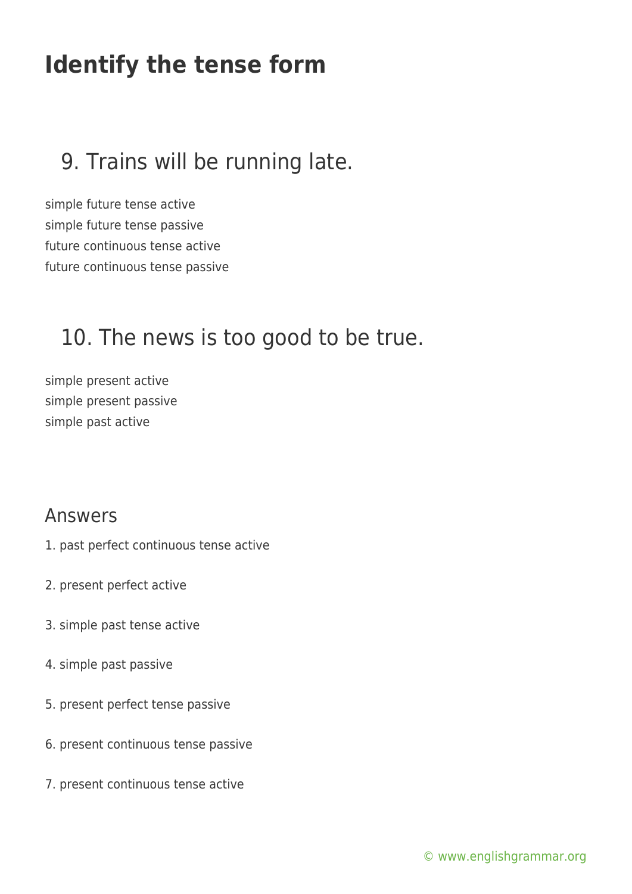# Identify the tense form

## 9. Trains will be running late.

simple future tense active
simple future tense passive
future continuous tense active
future continuous tense passive

## 10. The news is too good to be true.

simple present active
simple present passive
simple past active

## Answers

1. past perfect continuous tense active

2. present perfect active

3. simple past tense active

4. simple past passive

5. present perfect tense passive

6. present continuous tense passive

7. present continuous tense active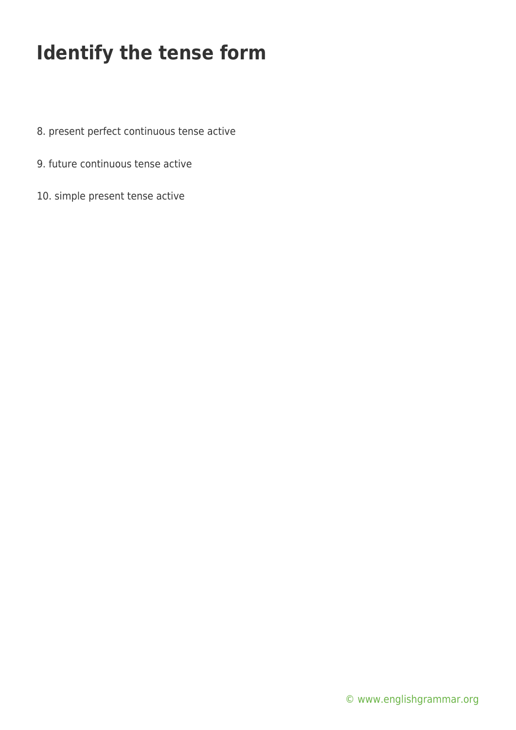# Identify the tense form

8. present perfect continuous tense active

9. future continuous tense active

10. simple present tense active